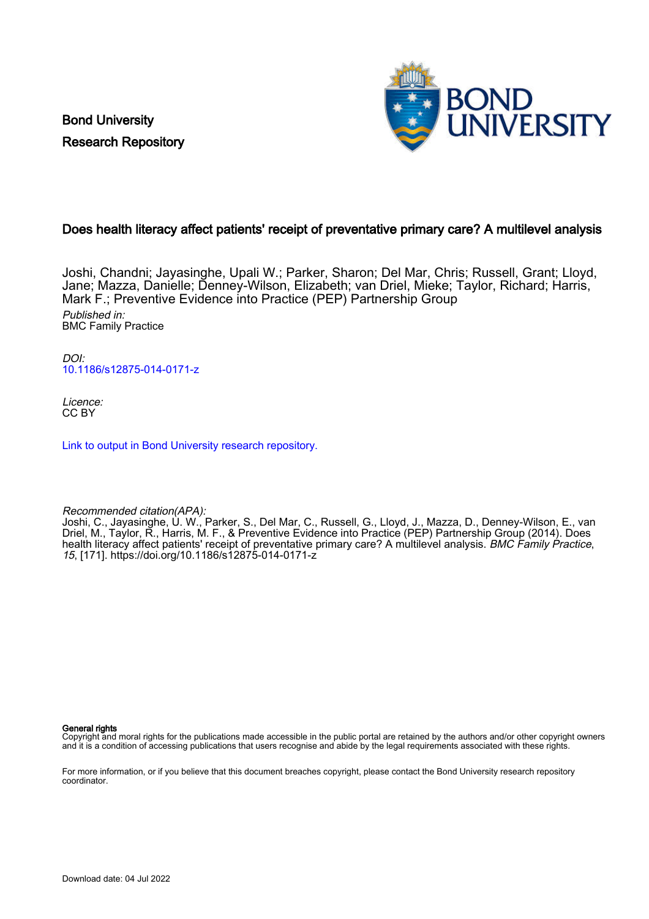Bond University
Research Repository

# Does health literacy affect patients' receipt of preventative primary care? A multilevel analysis

Joshi, Chandni; Jayasinghe, Upali W.; Parker, Sharon; Del Mar, Chris; Russell, Grant; Lloyd, Jane; Mazza, Danielle; Denney-Wilson, Elizabeth; van Driel, Mieke; Taylor, Richard; Harris, Mark F.; Preventive Evidence into Practice (PEP) Partnership Group

*Published in:*
BMC Family Practice

*DOI:*
10.1186/s12875-014-0171-z

*Licence:*
CC BY

Link to output in Bond University research repository.

*Recommended citation(APA):*
Joshi, C., Jayasinghe, U. W., Parker, S., Del Mar, C., Russell, G., Lloyd, J., Mazza, D., Denney-Wilson, E., van Driel, M., Taylor, R., Harris, M. F., & Preventive Evidence into Practice (PEP) Partnership Group (2014). Does health literacy affect patients' receipt of preventative primary care? A multilevel analysis. *BMC Family Practice*, *15*, [171]. https://doi.org/10.1186/s12875-014-0171-z

**General rights**
Copyright and moral rights for the publications made accessible in the public portal are retained by the authors and/or other copyright owners and it is a condition of accessing publications that users recognise and abide by the legal requirements associated with these rights.

For more information, or if you believe that this document breaches copyright, please contact the Bond University research repository coordinator.

Download date: 04 Jul 2022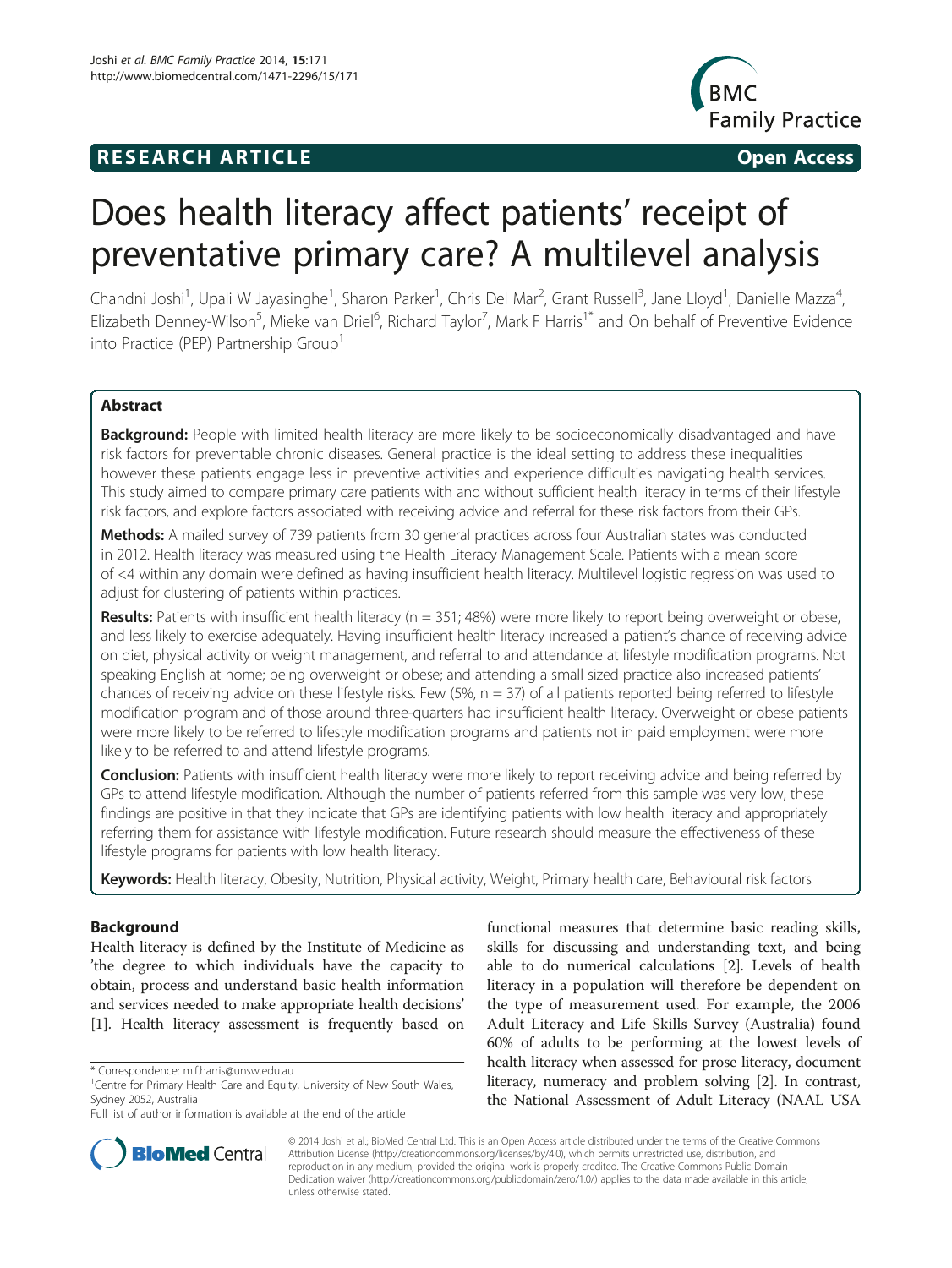# Does health literacy affect patients' receipt of preventative primary care? A multilevel analysis

Chandni Joshi[1], Upali W Jayasinghe[1], Sharon Parker[1], Chris Del Mar[2], Grant Russell[3], Jane Lloyd[1], Danielle Mazza[4], Elizabeth Denney-Wilson[5], Mieke van Driel[6], Richard Taylor[7], Mark F Harris[1*] and On behalf of Preventive Evidence into Practice (PEP) Partnership Group[1]

## Abstract

**Background:** People with limited health literacy are more likely to be socioeconomically disadvantaged and have risk factors for preventable chronic diseases. General practice is the ideal setting to address these inequalities however these patients engage less in preventive activities and experience difficulties navigating health services. This study aimed to compare primary care patients with and without sufficient health literacy in terms of their lifestyle risk factors, and explore factors associated with receiving advice and referral for these risk factors from their GPs.

**Methods:** A mailed survey of 739 patients from 30 general practices across four Australian states was conducted in 2012. Health literacy was measured using the Health Literacy Management Scale. Patients with a mean score of <4 within any domain were defined as having insufficient health literacy. Multilevel logistic regression was used to adjust for clustering of patients within practices.

**Results:** Patients with insufficient health literacy (n = 351; 48%) were more likely to report being overweight or obese, and less likely to exercise adequately. Having insufficient health literacy increased a patient's chance of receiving advice on diet, physical activity or weight management, and referral to and attendance at lifestyle modification programs. Not speaking English at home; being overweight or obese; and attending a small sized practice also increased patients' chances of receiving advice on these lifestyle risks. Few (5%, n = 37) of all patients reported being referred to lifestyle modification program and of those around three-quarters had insufficient health literacy. Overweight or obese patients were more likely to be referred to lifestyle modification programs and patients not in paid employment were more likely to be referred to and attend lifestyle programs.

**Conclusion:** Patients with insufficient health literacy were more likely to report receiving advice and being referred by GPs to attend lifestyle modification. Although the number of patients referred from this sample was very low, these findings are positive in that they indicate that GPs are identifying patients with low health literacy and appropriately referring them for assistance with lifestyle modification. Future research should measure the effectiveness of these lifestyle programs for patients with low health literacy.

**Keywords:** Health literacy, Obesity, Nutrition, Physical activity, Weight, Primary health care, Behavioural risk factors

## Background

Health literacy is defined by the Institute of Medicine as 'the degree to which individuals have the capacity to obtain, process and understand basic health information and services needed to make appropriate health decisions' [1]. Health literacy assessment is frequently based on functional measures that determine basic reading skills, skills for discussing and understanding text, and being able to do numerical calculations [2]. Levels of health literacy in a population will therefore be dependent on the type of measurement used. For example, the 2006 Adult Literacy and Life Skills Survey (Australia) found 60% of adults to be performing at the lowest levels of health literacy when assessed for prose literacy, document literacy, numeracy and problem solving [2]. In contrast, the National Assessment of Adult Literacy (NAAL USA

\* Correspondence: m.f.harris@unsw.edu.au
[1]Centre for Primary Health Care and Equity, University of New South Wales, Sydney 2052, Australia
Full list of author information is available at the end of the article

© 2014 Joshi et al.; BioMed Central Ltd. This is an Open Access article distributed under the terms of the Creative Commons Attribution License (http://creativecommons.org/licenses/by/4.0), which permits unrestricted use, distribution, and reproduction in any medium, provided the original work is properly credited. The Creative Commons Public Domain Dedication waiver (http://creativecommons.org/publicdomain/zero/1.0/) applies to the data made available in this article, unless otherwise stated.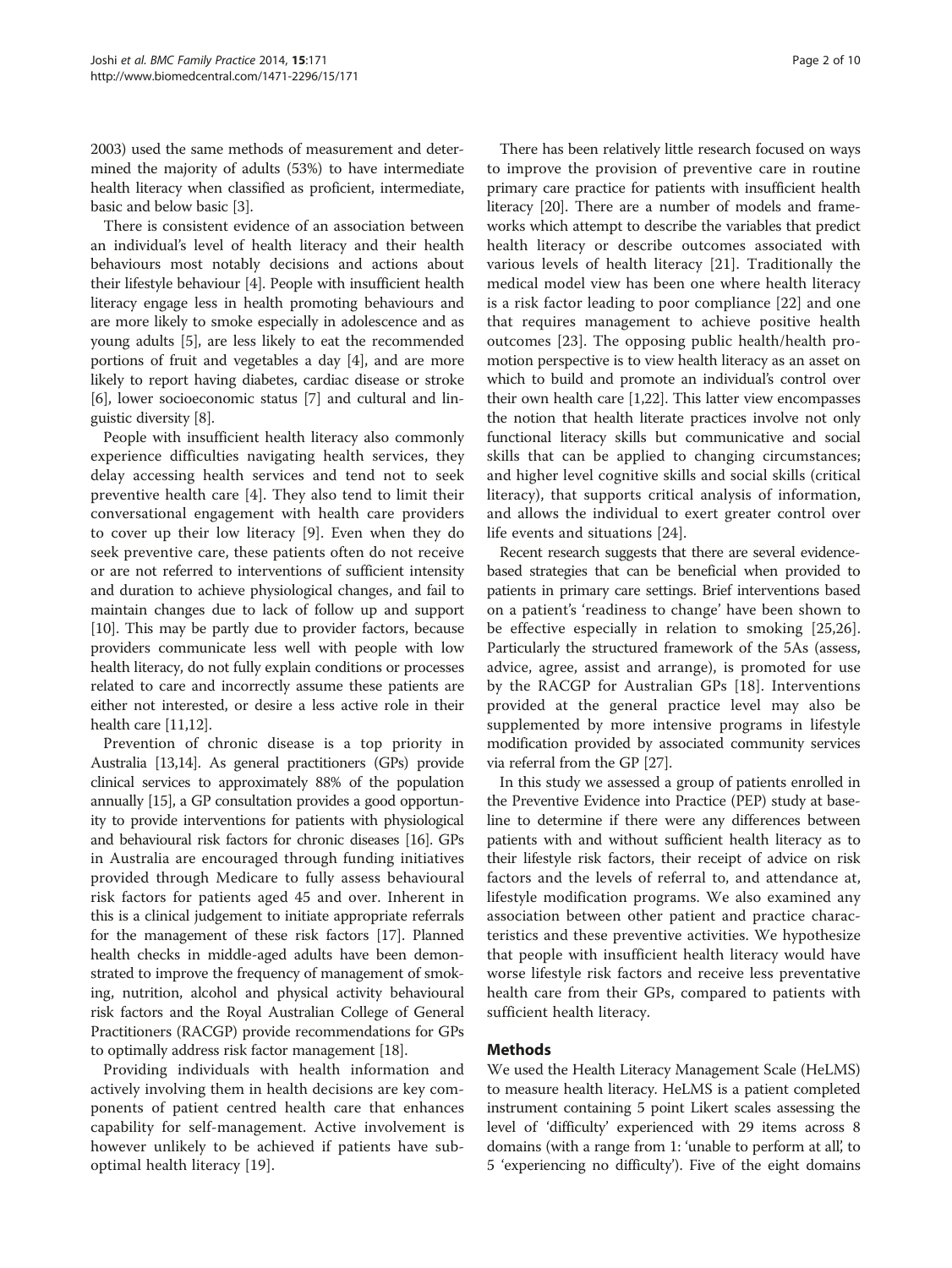2003) used the same methods of measurement and determined the majority of adults (53%) to have intermediate health literacy when classified as proficient, intermediate, basic and below basic [3].

There is consistent evidence of an association between an individual's level of health literacy and their health behaviours most notably decisions and actions about their lifestyle behaviour [4]. People with insufficient health literacy engage less in health promoting behaviours and are more likely to smoke especially in adolescence and as young adults [5], are less likely to eat the recommended portions of fruit and vegetables a day [4], and are more likely to report having diabetes, cardiac disease or stroke [6], lower socioeconomic status [7] and cultural and linguistic diversity [8].

People with insufficient health literacy also commonly experience difficulties navigating health services, they delay accessing health services and tend not to seek preventive health care [4]. They also tend to limit their conversational engagement with health care providers to cover up their low literacy [9]. Even when they do seek preventive care, these patients often do not receive or are not referred to interventions of sufficient intensity and duration to achieve physiological changes, and fail to maintain changes due to lack of follow up and support [10]. This may be partly due to provider factors, because providers communicate less well with people with low health literacy, do not fully explain conditions or processes related to care and incorrectly assume these patients are either not interested, or desire a less active role in their health care [11,12].

Prevention of chronic disease is a top priority in Australia [13,14]. As general practitioners (GPs) provide clinical services to approximately 88% of the population annually [15], a GP consultation provides a good opportunity to provide interventions for patients with physiological and behavioural risk factors for chronic diseases [16]. GPs in Australia are encouraged through funding initiatives provided through Medicare to fully assess behavioural risk factors for patients aged 45 and over. Inherent in this is a clinical judgement to initiate appropriate referrals for the management of these risk factors [17]. Planned health checks in middle-aged adults have been demonstrated to improve the frequency of management of smoking, nutrition, alcohol and physical activity behavioural risk factors and the Royal Australian College of General Practitioners (RACGP) provide recommendations for GPs to optimally address risk factor management [18].

Providing individuals with health information and actively involving them in health decisions are key components of patient centred health care that enhances capability for self-management. Active involvement is however unlikely to be achieved if patients have sub-optimal health literacy [19].

There has been relatively little research focused on ways to improve the provision of preventive care in routine primary care practice for patients with insufficient health literacy [20]. There are a number of models and frameworks which attempt to describe the variables that predict health literacy or describe outcomes associated with various levels of health literacy [21]. Traditionally the medical model view has been one where health literacy is a risk factor leading to poor compliance [22] and one that requires management to achieve positive health outcomes [23]. The opposing public health/health promotion perspective is to view health literacy as an asset on which to build and promote an individual's control over their own health care [1,22]. This latter view encompasses the notion that health literate practices involve not only functional literacy skills but communicative and social skills that can be applied to changing circumstances; and higher level cognitive skills and social skills (critical literacy), that supports critical analysis of information, and allows the individual to exert greater control over life events and situations [24].

Recent research suggests that there are several evidence-based strategies that can be beneficial when provided to patients in primary care settings. Brief interventions based on a patient's 'readiness to change' have been shown to be effective especially in relation to smoking [25,26]. Particularly the structured framework of the 5As (assess, advice, agree, assist and arrange), is promoted for use by the RACGP for Australian GPs [18]. Interventions provided at the general practice level may also be supplemented by more intensive programs in lifestyle modification provided by associated community services via referral from the GP [27].

In this study we assessed a group of patients enrolled in the Preventive Evidence into Practice (PEP) study at baseline to determine if there were any differences between patients with and without sufficient health literacy as to their lifestyle risk factors, their receipt of advice on risk factors and the levels of referral to, and attendance at, lifestyle modification programs. We also examined any association between other patient and practice characteristics and these preventive activities. We hypothesize that people with insufficient health literacy would have worse lifestyle risk factors and receive less preventative health care from their GPs, compared to patients with sufficient health literacy.

## Methods

We used the Health Literacy Management Scale (HeLMS) to measure health literacy. HeLMS is a patient completed instrument containing 5 point Likert scales assessing the level of 'difficulty' experienced with 29 items across 8 domains (with a range from 1: 'unable to perform at all', to 5 'experiencing no difficulty'). Five of the eight domains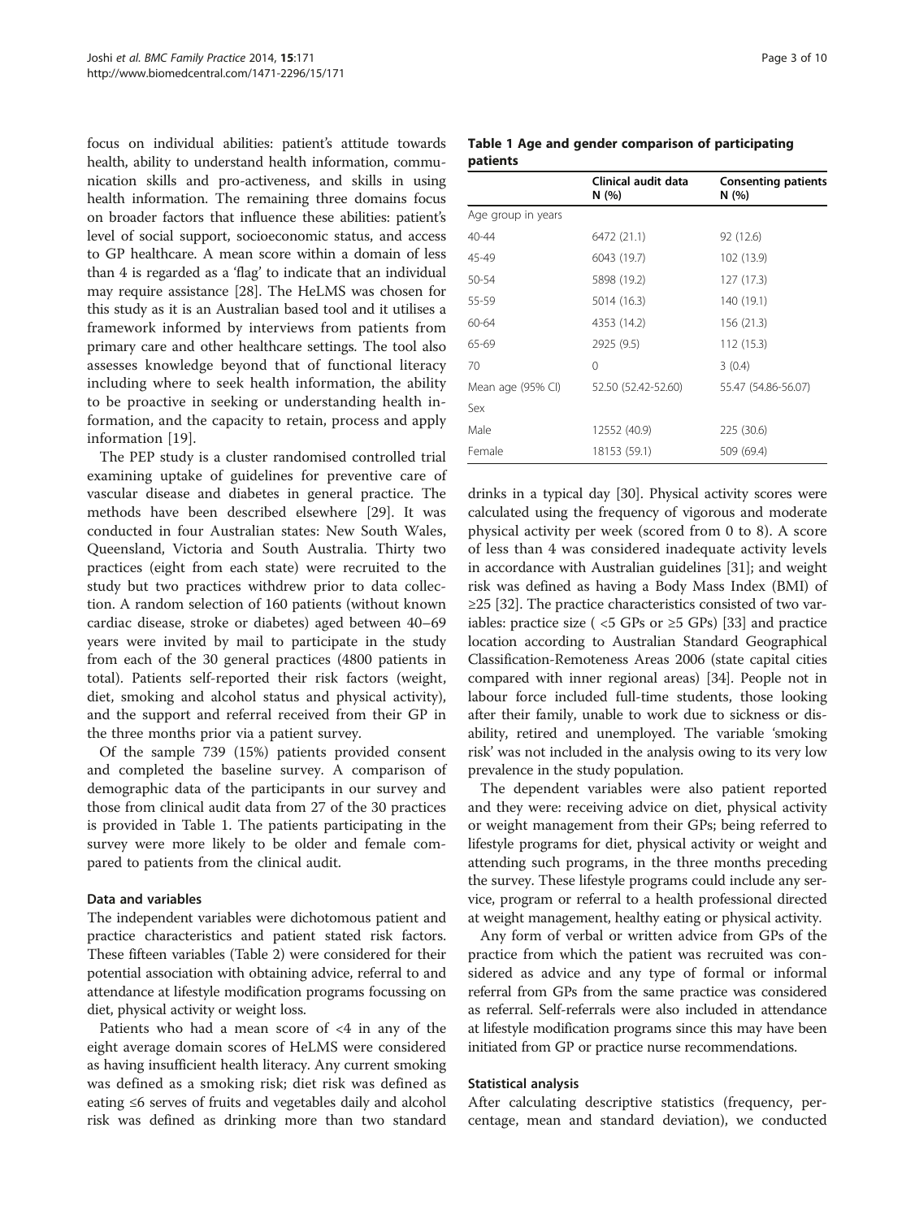focus on individual abilities: patient's attitude towards health, ability to understand health information, communication skills and pro-activeness, and skills in using health information. The remaining three domains focus on broader factors that influence these abilities: patient's level of social support, socioeconomic status, and access to GP healthcare. A mean score within a domain of less than 4 is regarded as a 'flag' to indicate that an individual may require assistance [28]. The HeLMS was chosen for this study as it is an Australian based tool and it utilises a framework informed by interviews from patients from primary care and other healthcare settings. The tool also assesses knowledge beyond that of functional literacy including where to seek health information, the ability to be proactive in seeking or understanding health information, and the capacity to retain, process and apply information [19].

The PEP study is a cluster randomised controlled trial examining uptake of guidelines for preventive care of vascular disease and diabetes in general practice. The methods have been described elsewhere [29]. It was conducted in four Australian states: New South Wales, Queensland, Victoria and South Australia. Thirty two practices (eight from each state) were recruited to the study but two practices withdrew prior to data collection. A random selection of 160 patients (without known cardiac disease, stroke or diabetes) aged between 40–69 years were invited by mail to participate in the study from each of the 30 general practices (4800 patients in total). Patients self-reported their risk factors (weight, diet, smoking and alcohol status and physical activity), and the support and referral received from their GP in the three months prior via a patient survey.

Of the sample 739 (15%) patients provided consent and completed the baseline survey. A comparison of demographic data of the participants in our survey and those from clinical audit data from 27 of the 30 practices is provided in Table 1. The patients participating in the survey were more likely to be older and female compared to patients from the clinical audit.

**Table 1 Age and gender comparison of participating patients**

| | Clinical audit data N (%) | Consenting patients N (%) |
|---|---|---|
| Age group in years | | |
| 40-44 | 6472 (21.1) | 92 (12.6) |
| 45-49 | 6043 (19.7) | 102 (13.9) |
| 50-54 | 5898 (19.2) | 127 (17.3) |
| 55-59 | 5014 (16.3) | 140 (19.1) |
| 60-64 | 4353 (14.2) | 156 (21.3) |
| 65-69 | 2925 (9.5) | 112 (15.3) |
| 70 | 0 | 3 (0.4) |
| Mean age (95% CI) | 52.50 (52.42-52.60) | 55.47 (54.86-56.07) |
| Sex | | |
| Male | 12552 (40.9) | 225 (30.6) |
| Female | 18153 (59.1) | 509 (69.4) |

#### Data and variables

The independent variables were dichotomous patient and practice characteristics and patient stated risk factors. These fifteen variables (Table 2) were considered for their potential association with obtaining advice, referral to and attendance at lifestyle modification programs focussing on diet, physical activity or weight loss.

Patients who had a mean score of <4 in any of the eight average domain scores of HeLMS were considered as having insufficient health literacy. Any current smoking was defined as a smoking risk; diet risk was defined as eating ≤6 serves of fruits and vegetables daily and alcohol risk was defined as drinking more than two standard drinks in a typical day [30]. Physical activity scores were calculated using the frequency of vigorous and moderate physical activity per week (scored from 0 to 8). A score of less than 4 was considered inadequate activity levels in accordance with Australian guidelines [31]; and weight risk was defined as having a Body Mass Index (BMI) of ≥25 [32]. The practice characteristics consisted of two variables: practice size ( <5 GPs or ≥5 GPs) [33] and practice location according to Australian Standard Geographical Classification-Remoteness Areas 2006 (state capital cities compared with inner regional areas) [34]. People not in labour force included full-time students, those looking after their family, unable to work due to sickness or disability, retired and unemployed. The variable 'smoking risk' was not included in the analysis owing to its very low prevalence in the study population.

The dependent variables were also patient reported and they were: receiving advice on diet, physical activity or weight management from their GPs; being referred to lifestyle programs for diet, physical activity or weight and attending such programs, in the three months preceding the survey. These lifestyle programs could include any service, program or referral to a health professional directed at weight management, healthy eating or physical activity.

Any form of verbal or written advice from GPs of the practice from which the patient was recruited was considered as advice and any type of formal or informal referral from GPs from the same practice was considered as referral. Self-referrals were also included in attendance at lifestyle modification programs since this may have been initiated from GP or practice nurse recommendations.

#### Statistical analysis

After calculating descriptive statistics (frequency, percentage, mean and standard deviation), we conducted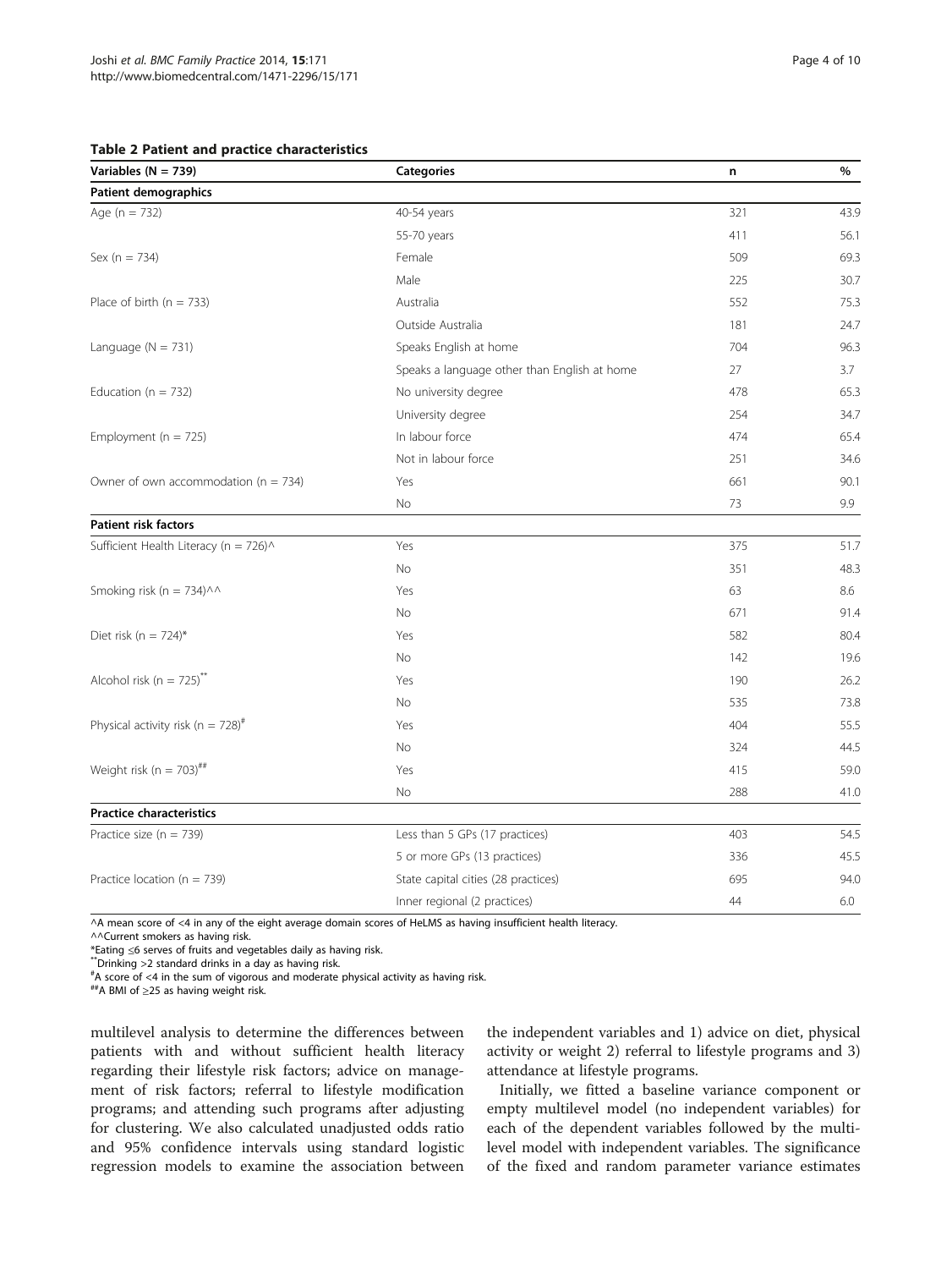**Table 2 Patient and practice characteristics**

| Variables (N = 739) | Categories | n | % |
|---|---|---|---|
| **Patient demographics** | | | |
| Age (n = 732) | 40-54 years | 321 | 43.9 |
| | 55-70 years | 411 | 56.1 |
| Sex (n = 734) | Female | 509 | 69.3 |
| | Male | 225 | 30.7 |
| Place of birth (n = 733) | Australia | 552 | 75.3 |
| | Outside Australia | 181 | 24.7 |
| Language (N = 731) | Speaks English at home | 704 | 96.3 |
| | Speaks a language other than English at home | 27 | 3.7 |
| Education (n = 732) | No university degree | 478 | 65.3 |
| | University degree | 254 | 34.7 |
| Employment (n = 725) | In labour force | 474 | 65.4 |
| | Not in labour force | 251 | 34.6 |
| Owner of own accommodation (n = 734) | Yes | 661 | 90.1 |
| | No | 73 | 9.9 |
| **Patient risk factors** | | | |
| Sufficient Health Literacy (n = 726)^ | Yes | 375 | 51.7 |
| | No | 351 | 48.3 |
| Smoking risk (n = 734)^^ | Yes | 63 | 8.6 |
| | No | 671 | 91.4 |
| Diet risk (n = 724)* | Yes | 582 | 80.4 |
| | No | 142 | 19.6 |
| Alcohol risk (n = 725)** | Yes | 190 | 26.2 |
| | No | 535 | 73.8 |
| Physical activity risk (n = 728)# | Yes | 404 | 55.5 |
| | No | 324 | 44.5 |
| Weight risk (n = 703)## | Yes | 415 | 59.0 |
| | No | 288 | 41.0 |
| **Practice characteristics** | | | |
| Practice size (n = 739) | Less than 5 GPs (17 practices) | 403 | 54.5 |
| | 5 or more GPs (13 practices) | 336 | 45.5 |
| Practice location (n = 739) | State capital cities (28 practices) | 695 | 94.0 |
| | Inner regional (2 practices) | 44 | 6.0 |

^A mean score of <4 in any of the eight average domain scores of HeLMS as having insufficient health literacy.
^^Current smokers as having risk.
*Eating ≤6 serves of fruits and vegetables daily as having risk.
**Drinking >2 standard drinks in a day as having risk.
#A score of <4 in the sum of vigorous and moderate physical activity as having risk.
##A BMI of ≥25 as having weight risk.

multilevel analysis to determine the differences between patients with and without sufficient health literacy regarding their lifestyle risk factors; advice on management of risk factors; referral to lifestyle modification programs; and attending such programs after adjusting for clustering. We also calculated unadjusted odds ratio and 95% confidence intervals using standard logistic regression models to examine the association between the independent variables and 1) advice on diet, physical activity or weight 2) referral to lifestyle programs and 3) attendance at lifestyle programs.

Initially, we fitted a baseline variance component or empty multilevel model (no independent variables) for each of the dependent variables followed by the multilevel model with independent variables. The significance of the fixed and random parameter variance estimates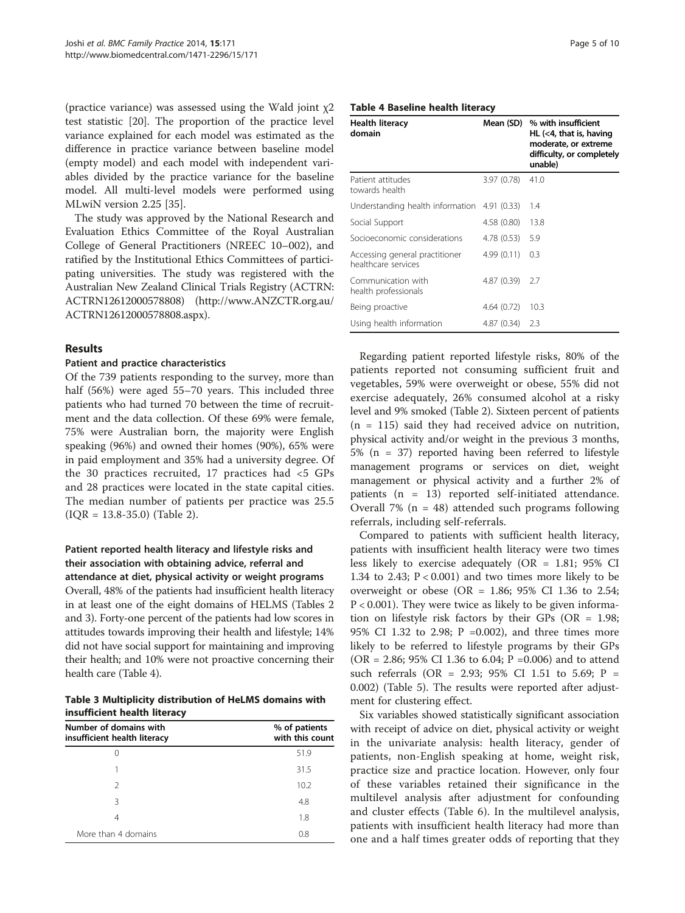(practice variance) was assessed using the Wald joint $\chi 2$ test statistic [20]. The proportion of the practice level variance explained for each model was estimated as the difference in practice variance between baseline model (empty model) and each model with independent variables divided by the practice variance for the baseline model. All multi-level models were performed using MLwiN version 2.25 [35].

The study was approved by the National Research and Evaluation Ethics Committee of the Royal Australian College of General Practitioners (NREEC 10–002), and ratified by the Institutional Ethics Committees of participating universities. The study was registered with the Australian New Zealand Clinical Trials Registry (ACTRN: ACTRN12612000578808) (http://www.ANZCTR.org.au/ACTRN12612000578808.aspx).

## Results

### Patient and practice characteristics

Of the 739 patients responding to the survey, more than half (56%) were aged 55–70 years. This included three patients who had turned 70 between the time of recruitment and the data collection. Of these 69% were female, 75% were Australian born, the majority were English speaking (96%) and owned their homes (90%), 65% were in paid employment and 35% had a university degree. Of the 30 practices recruited, 17 practices had <5 GPs and 28 practices were located in the state capital cities. The median number of patients per practice was 25.5 (IQR = 13.8-35.0) (Table 2).

### Patient reported health literacy and lifestyle risks and their association with obtaining advice, referral and attendance at diet, physical activity or weight programs

Overall, 48% of the patients had insufficient health literacy in at least one of the eight domains of HELMS (Tables 2 and 3). Forty-one percent of the patients had low scores in attitudes towards improving their health and lifestyle; 14% did not have social support for maintaining and improving their health; and 10% were not proactive concerning their health care (Table 4).

**Table 3 Multiplicity distribution of HeLMS domains with insufficient health literacy**

| Number of domains with insufficient health literacy | % of patients with this count |
|---|---|
| 0 | 51.9 |
| 1 | 31.5 |
| 2 | 10.2 |
| 3 | 4.8 |
| 4 | 1.8 |
| More than 4 domains | 0.8 |

**Table 4 Baseline health literacy**

| Health literacy domain | Mean (SD) | % with insufficient HL (<4, that is, having moderate, or extreme difficulty, or completely unable) |
|---|---|---|
| Patient attitudes towards health | 3.97 (0.78) | 41.0 |
| Understanding health information | 4.91 (0.33) | 1.4 |
| Social Support | 4.58 (0.80) | 13.8 |
| Socioeconomic considerations | 4.78 (0.53) | 5.9 |
| Accessing general practitioner healthcare services | 4.99 (0.11) | 0.3 |
| Communication with health professionals | 4.87 (0.39) | 2.7 |
| Being proactive | 4.64 (0.72) | 10.3 |
| Using health information | 4.87 (0.34) | 2.3 |

Regarding patient reported lifestyle risks, 80% of the patients reported not consuming sufficient fruit and vegetables, 59% were overweight or obese, 55% did not exercise adequately, 26% consumed alcohol at a risky level and 9% smoked (Table 2). Sixteen percent of patients (n = 115) said they had received advice on nutrition, physical activity and/or weight in the previous 3 months, 5% (n = 37) reported having been referred to lifestyle management programs or services on diet, weight management or physical activity and a further 2% of patients (n = 13) reported self-initiated attendance. Overall 7% (n = 48) attended such programs following referrals, including self-referrals.

Compared to patients with sufficient health literacy, patients with insufficient health literacy were two times less likely to exercise adequately (OR = 1.81; 95% CI 1.34 to 2.43; P < 0.001) and two times more likely to be overweight or obese (OR = 1.86; 95% CI 1.36 to 2.54; P < 0.001). They were twice as likely to be given information on lifestyle risk factors by their GPs (OR = 1.98; 95% CI 1.32 to 2.98; P =0.002), and three times more likely to be referred to lifestyle programs by their GPs (OR = 2.86; 95% CI 1.36 to 6.04; P =0.006) and to attend such referrals (OR = 2.93; 95% CI 1.51 to 5.69; P = 0.002) (Table 5). The results were reported after adjustment for clustering effect.

Six variables showed statistically significant association with receipt of advice on diet, physical activity or weight in the univariate analysis: health literacy, gender of patients, non-English speaking at home, weight risk, practice size and practice location. However, only four of these variables retained their significance in the multilevel analysis after adjustment for confounding and cluster effects (Table 6). In the multilevel analysis, patients with insufficient health literacy had more than one and a half times greater odds of reporting that they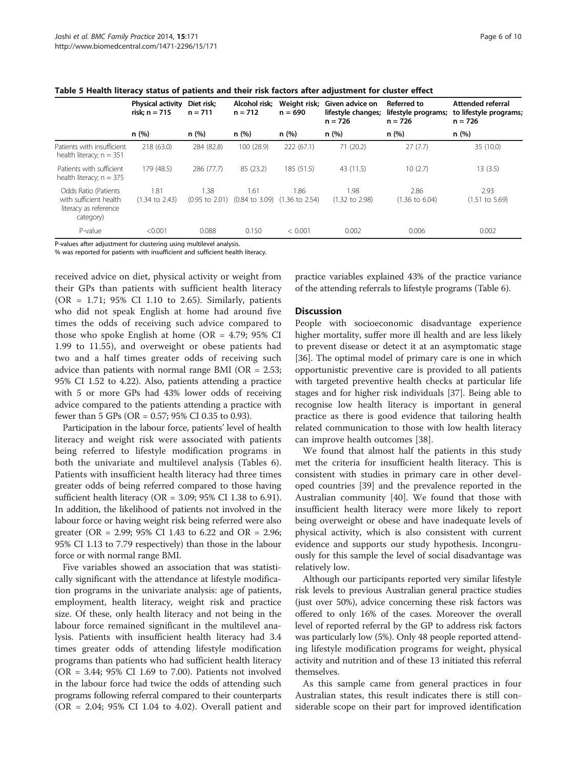**Table 5 Health literacy status of patients and their risk factors after adjustment for cluster effect**

| | Physical activity risk; n = 715 | Diet risk; n = 711 | Alcohol risk; n = 712 | Weight risk; n = 690 | Given advice on lifestyle changes; n = 726 | Referred to lifestyle programs; n = 726 | Attended referral to lifestyle programs; n = 726 |
|---|---|---|---|---|---|---|---|
| | n (%) | n (%) | n (%) | n (%) | n (%) | n (%) | n (%) |
| Patients with insufficient health literacy; n = 351 | 218 (63.0) | 284 (82.8) | 100 (28.9) | 222 (67.1) | 71 (20.2) | 27 (7.7) | 35 (10.0) |
| Patients with sufficient health literacy; n = 375 | 179 (48.5) | 286 (77.7) | 85 (23.2) | 185 (51.5) | 43 (11.5) | 10 (2.7) | 13 (3.5) |
| Odds Ratio (Patients with sufficient health literacy as reference category) | 1.81 (1.34 to 2.43) | 1.38 (0.95 to 2.01) | 1.61 (0.84 to 3.09) | 1.86 (1.36 to 2.54) | 1.98 (1.32 to 2.98) | 2.86 (1.36 to 6.04) | 2.93 (1.51 to 5.69) |
| P-value | <0.001 | 0.088 | 0.150 | < 0.001 | 0.002 | 0.006 | 0.002 |

P-values after adjustment for clustering using multilevel analysis.
% was reported for patients with insufficient and sufficient health literacy.

received advice on diet, physical activity or weight from their GPs than patients with sufficient health literacy (OR = 1.71; 95% CI 1.10 to 2.65). Similarly, patients who did not speak English at home had around five times the odds of receiving such advice compared to those who spoke English at home (OR = 4.79; 95% CI 1.99 to 11.55), and overweight or obese patients had two and a half times greater odds of receiving such advice than patients with normal range BMI (OR = 2.53; 95% CI 1.52 to 4.22). Also, patients attending a practice with 5 or more GPs had 43% lower odds of receiving advice compared to the patients attending a practice with fewer than 5 GPs (OR = 0.57; 95% CI 0.35 to 0.93).

Participation in the labour force, patients' level of health literacy and weight risk were associated with patients being referred to lifestyle modification programs in both the univariate and multilevel analysis (Tables 6). Patients with insufficient health literacy had three times greater odds of being referred compared to those having sufficient health literacy (OR = 3.09; 95% CI 1.38 to 6.91). In addition, the likelihood of patients not involved in the labour force or having weight risk being referred were also greater (OR = 2.99; 95% CI 1.43 to 6.22 and OR = 2.96; 95% CI 1.13 to 7.79 respectively) than those in the labour force or with normal range BMI.

Five variables showed an association that was statistically significant with the attendance at lifestyle modification programs in the univariate analysis: age of patients, employment, health literacy, weight risk and practice size. Of these, only health literacy and not being in the labour force remained significant in the multilevel analysis. Patients with insufficient health literacy had 3.4 times greater odds of attending lifestyle modification programs than patients who had sufficient health literacy (OR = 3.44; 95% CI 1.69 to 7.00). Patients not involved in the labour force had twice the odds of attending such programs following referral compared to their counterparts (OR = 2.04; 95% CI 1.04 to 4.02). Overall patient and practice variables explained 43% of the practice variance of the attending referrals to lifestyle programs (Table 6).

## Discussion

People with socioeconomic disadvantage experience higher mortality, suffer more ill health and are less likely to prevent disease or detect it at an asymptomatic stage [36]. The optimal model of primary care is one in which opportunistic preventive care is provided to all patients with targeted preventive health checks at particular life stages and for higher risk individuals [37]. Being able to recognise low health literacy is important in general practice as there is good evidence that tailoring health related communication to those with low health literacy can improve health outcomes [38].

We found that almost half the patients in this study met the criteria for insufficient health literacy. This is consistent with studies in primary care in other developed countries [39] and the prevalence reported in the Australian community [40]. We found that those with insufficient health literacy were more likely to report being overweight or obese and have inadequate levels of physical activity, which is also consistent with current evidence and supports our study hypothesis. Incongruously for this sample the level of social disadvantage was relatively low.

Although our participants reported very similar lifestyle risk levels to previous Australian general practice studies (just over 50%), advice concerning these risk factors was offered to only 16% of the cases. Moreover the overall level of reported referral by the GP to address risk factors was particularly low (5%). Only 48 people reported attending lifestyle modification programs for weight, physical activity and nutrition and of these 13 initiated this referral themselves.

As this sample came from general practices in four Australian states, this result indicates there is still considerable scope on their part for improved identification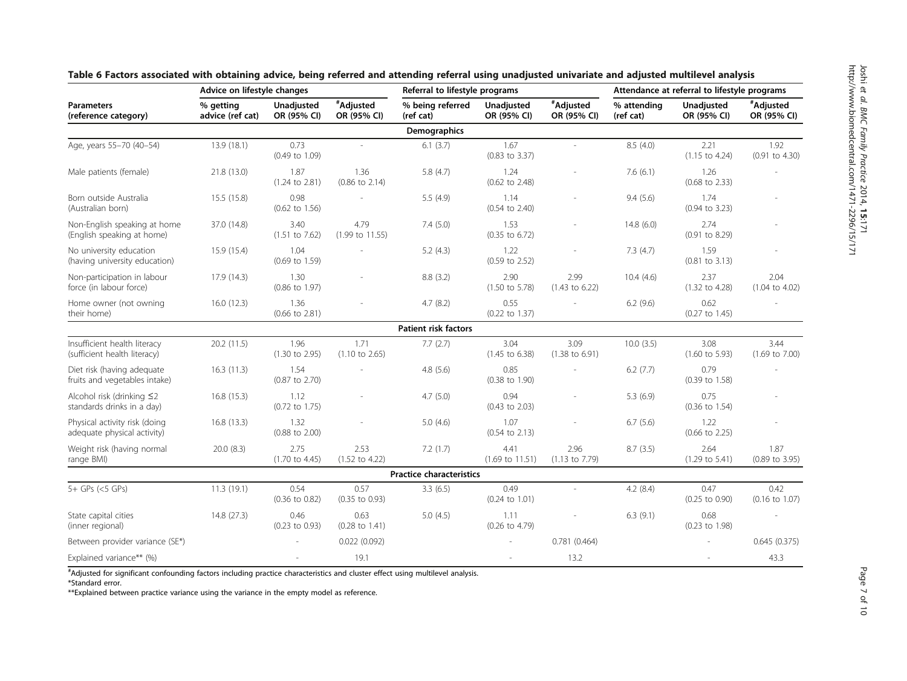**Table 6 Factors associated with obtaining advice, being referred and attending referral using unadjusted univariate and adjusted multilevel analysis**

| Parameters (reference category) | Advice on lifestyle changes | | | Referral to lifestyle programs | | | Attendance at referral to lifestyle programs | | |
|---|---|---|---|---|---|---|---|---|---|
| | % getting advice (ref cat) | Unadjusted OR (95% CI) | #Adjusted OR (95% CI) | % being referred (ref cat) | Unadjusted OR (95% CI) | #Adjusted OR (95% CI) | % attending (ref cat) | Unadjusted OR (95% CI) | #Adjusted OR (95% CI) |
| **Demographics** | | | | | | | | | |
| Age, years 55–70 (40–54) | 13.9 (18.1) | 0.73 (0.49 to 1.09) | - | 6.1 (3.7) | 1.67 (0.83 to 3.37) | - | 8.5 (4.0) | 2.21 (1.15 to 4.24) | 1.92 (0.91 to 4.30) |
| Male patients (female) | 21.8 (13.0) | 1.87 (1.24 to 2.81) | 1.36 (0.86 to 2.14) | 5.8 (4.7) | 1.24 (0.62 to 2.48) | - | 7.6 (6.1) | 1.26 (0.68 to 2.33) | - |
| Born outside Australia (Australian born) | 15.5 (15.8) | 0.98 (0.62 to 1.56) | - | 5.5 (4.9) | 1.14 (0.54 to 2.40) | - | 9.4 (5.6) | 1.74 (0.94 to 3.23) | - |
| Non-English speaking at home (English speaking at home) | 37.0 (14.8) | 3.40 (1.51 to 7.62) | 4.79 (1.99 to 11.55) | 7.4 (5.0) | 1.53 (0.35 to 6.72) | - | 14.8 (6.0) | 2.74 (0.91 to 8.29) | - |
| No university education (having university education) | 15.9 (15.4) | 1.04 (0.69 to 1.59) | - | 5.2 (4.3) | 1.22 (0.59 to 2.52) | - | 7.3 (4.7) | 1.59 (0.81 to 3.13) | - |
| Non-participation in labour force (in labour force) | 17.9 (14.3) | 1.30 (0.86 to 1.97) | - | 8.8 (3.2) | 2.90 (1.50 to 5.78) | 2.99 (1.43 to 6.22) | 10.4 (4.6) | 2.37 (1.32 to 4.28) | 2.04 (1.04 to 4.02) |
| Home owner (not owning their home) | 16.0 (12.3) | 1.36 (0.66 to 2.81) | - | 4.7 (8.2) | 0.55 (0.22 to 1.37) | - | 6.2 (9.6) | 0.62 (0.27 to 1.45) | - |
| **Patient risk factors** | | | | | | | | | |
| Insufficient health literacy (sufficient health literacy) | 20.2 (11.5) | 1.96 (1.30 to 2.95) | 1.71 (1.10 to 2.65) | 7.7 (2.7) | 3.04 (1.45 to 6.38) | 3.09 (1.38 to 6.91) | 10.0 (3.5) | 3.08 (1.60 to 5.93) | 3.44 (1.69 to 7.00) |
| Diet risk (having adequate fruits and vegetables intake) | 16.3 (11.3) | 1.54 (0.87 to 2.70) | - | 4.8 (5.6) | 0.85 (0.38 to 1.90) | - | 6.2 (7.7) | 0.79 (0.39 to 1.58) | - |
| Alcohol risk (drinking ≤2 standards drinks in a day) | 16.8 (15.3) | 1.12 (0.72 to 1.75) | - | 4.7 (5.0) | 0.94 (0.43 to 2.03) | - | 5.3 (6.9) | 0.75 (0.36 to 1.54) | - |
| Physical activity risk (doing adequate physical activity) | 16.8 (13.3) | 1.32 (0.88 to 2.00) | - | 5.0 (4.6) | 1.07 (0.54 to 2.13) | - | 6.7 (5.6) | 1.22 (0.66 to 2.25) | - |
| Weight risk (having normal range BMI) | 20.0 (8.3) | 2.75 (1.70 to 4.45) | 2.53 (1.52 to 4.22) | 7.2 (1.7) | 4.41 (1.69 to 11.51) | 2.96 (1.13 to 7.79) | 8.7 (3.5) | 2.64 (1.29 to 5.41) | 1.87 (0.89 to 3.95) |
| **Practice characteristics** | | | | | | | | | |
| 5+ GPs (<5 GPs) | 11.3 (19.1) | 0.54 (0.36 to 0.82) | 0.57 (0.35 to 0.93) | 3.3 (6.5) | 0.49 (0.24 to 1.01) | - | 4.2 (8.4) | 0.47 (0.25 to 0.90) | 0.42 (0.16 to 1.07) |
| State capital cities (inner regional) | 14.8 (27.3) | 0.46 (0.23 to 0.93) | 0.63 (0.28 to 1.41) | 5.0 (4.5) | 1.11 (0.26 to 4.79) | - | 6.3 (9.1) | 0.68 (0.23 to 1.98) | - |
| Between provider variance (SE*) | | - | 0.022 (0.092) | | - | 0.781 (0.464) | | - | 0.645 (0.375) |
| Explained variance** (%) | | - | 19.1 | | - | 13.2 | | - | 43.3 |

#Adjusted for significant confounding factors including practice characteristics and cluster effect using multilevel analysis.
*Standard error.
**Explained between practice variance using the variance in the empty model as reference.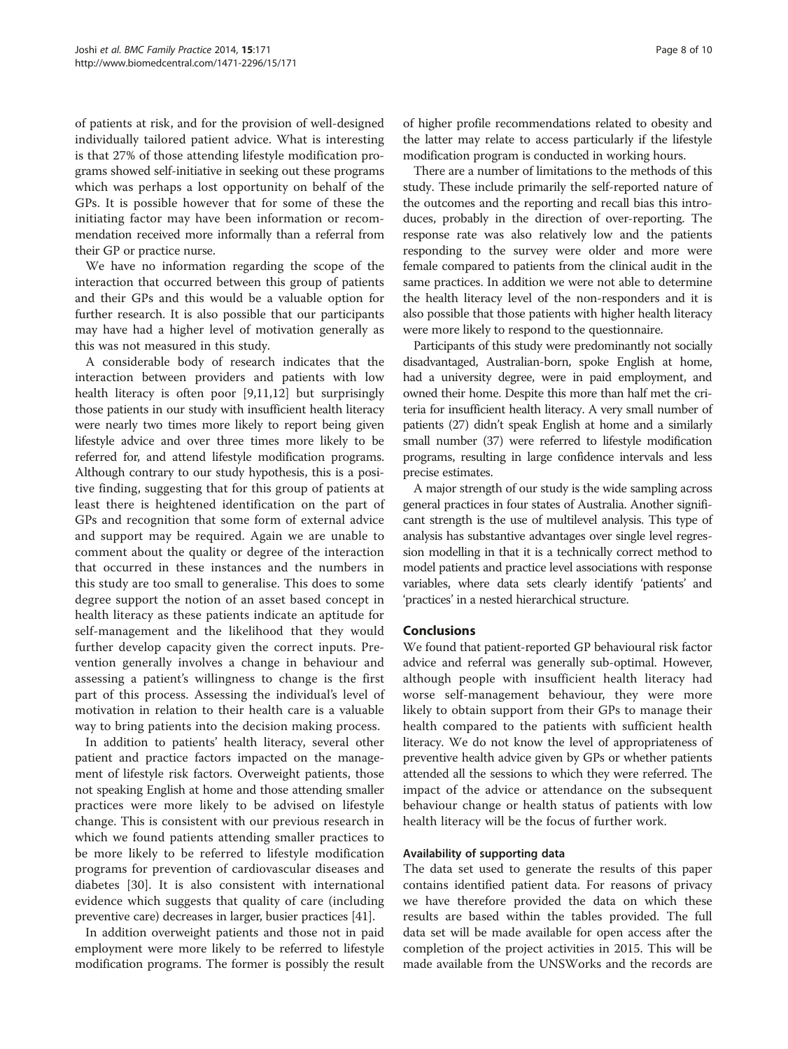of patients at risk, and for the provision of well-designed individually tailored patient advice. What is interesting is that 27% of those attending lifestyle modification programs showed self-initiative in seeking out these programs which was perhaps a lost opportunity on behalf of the GPs. It is possible however that for some of these the initiating factor may have been information or recommendation received more informally than a referral from their GP or practice nurse.

We have no information regarding the scope of the interaction that occurred between this group of patients and their GPs and this would be a valuable option for further research. It is also possible that our participants may have had a higher level of motivation generally as this was not measured in this study.

A considerable body of research indicates that the interaction between providers and patients with low health literacy is often poor [9,11,12] but surprisingly those patients in our study with insufficient health literacy were nearly two times more likely to report being given lifestyle advice and over three times more likely to be referred for, and attend lifestyle modification programs. Although contrary to our study hypothesis, this is a positive finding, suggesting that for this group of patients at least there is heightened identification on the part of GPs and recognition that some form of external advice and support may be required. Again we are unable to comment about the quality or degree of the interaction that occurred in these instances and the numbers in this study are too small to generalise. This does to some degree support the notion of an asset based concept in health literacy as these patients indicate an aptitude for self-management and the likelihood that they would further develop capacity given the correct inputs. Prevention generally involves a change in behaviour and assessing a patient's willingness to change is the first part of this process. Assessing the individual's level of motivation in relation to their health care is a valuable way to bring patients into the decision making process.

In addition to patients' health literacy, several other patient and practice factors impacted on the management of lifestyle risk factors. Overweight patients, those not speaking English at home and those attending smaller practices were more likely to be advised on lifestyle change. This is consistent with our previous research in which we found patients attending smaller practices to be more likely to be referred to lifestyle modification programs for prevention of cardiovascular diseases and diabetes [30]. It is also consistent with international evidence which suggests that quality of care (including preventive care) decreases in larger, busier practices [41].

In addition overweight patients and those not in paid employment were more likely to be referred to lifestyle modification programs. The former is possibly the result of higher profile recommendations related to obesity and the latter may relate to access particularly if the lifestyle modification program is conducted in working hours.

There are a number of limitations to the methods of this study. These include primarily the self-reported nature of the outcomes and the reporting and recall bias this introduces, probably in the direction of over-reporting. The response rate was also relatively low and the patients responding to the survey were older and more were female compared to patients from the clinical audit in the same practices. In addition we were not able to determine the health literacy level of the non-responders and it is also possible that those patients with higher health literacy were more likely to respond to the questionnaire.

Participants of this study were predominantly not socially disadvantaged, Australian-born, spoke English at home, had a university degree, were in paid employment, and owned their home. Despite this more than half met the criteria for insufficient health literacy. A very small number of patients (27) didn't speak English at home and a similarly small number (37) were referred to lifestyle modification programs, resulting in large confidence intervals and less precise estimates.

A major strength of our study is the wide sampling across general practices in four states of Australia. Another significant strength is the use of multilevel analysis. This type of analysis has substantive advantages over single level regression modelling in that it is a technically correct method to model patients and practice level associations with response variables, where data sets clearly identify 'patients' and 'practices' in a nested hierarchical structure.

## Conclusions

We found that patient-reported GP behavioural risk factor advice and referral was generally sub-optimal. However, although people with insufficient health literacy had worse self-management behaviour, they were more likely to obtain support from their GPs to manage their health compared to the patients with sufficient health literacy. We do not know the level of appropriateness of preventive health advice given by GPs or whether patients attended all the sessions to which they were referred. The impact of the advice or attendance on the subsequent behaviour change or health status of patients with low health literacy will be the focus of further work.

### Availability of supporting data

The data set used to generate the results of this paper contains identified patient data. For reasons of privacy we have therefore provided the data on which these results are based within the tables provided. The full data set will be made available for open access after the completion of the project activities in 2015. This will be made available from the UNSWorks and the records are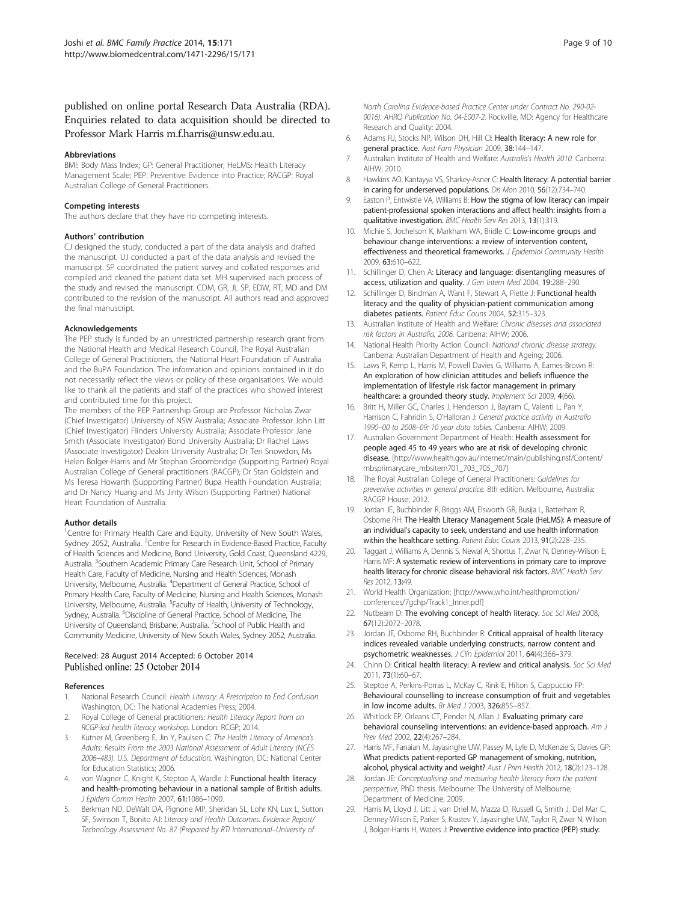published on online portal Research Data Australia (RDA). Enquiries related to data acquisition should be directed to Professor Mark Harris m.f.harris@unsw.edu.au.

### Abbreviations

BMI: Body Mass Index; GP: General Practitioner; HeLMS: Health Literacy Management Scale; PEP: Preventive Evidence into Practice; RACGP: Royal Australian College of General Practitioners.

### Competing interests

The authors declare that they have no competing interests.

### Authors' contribution

CJ designed the study, conducted a part of the data analysis and drafted the manuscript. UJ conducted a part of the data analysis and revised the manuscript. SP coordinated the patient survey and collated responses and compiled and cleaned the patient data set. MH supervised each process of the study and revised the manuscript. CDM, GR, JL SP, EDW, RT, MD and DM contributed to the revision of the manuscript. All authors read and approved the final manuscript.

### Acknowledgements

The PEP study is funded by an unrestricted partnership research grant from the National Health and Medical Research Council, The Royal Australian College of General Practitioners, the National Heart Foundation of Australia and the BuPA Foundation. The information and opinions contained in it do not necessarily reflect the views or policy of these organisations. We would like to thank all the patients and staff of the practices who showed interest and contributed time for this project.

The members of the PEP Partnership Group are Professor Nicholas Zwar (Chief Investigator) University of NSW Australia; Associate Professor John Litt (Chief Investigator) Flinders University Australia; Associate Professor Jane Smith (Associate Investigator) Bond University Australia; Dr Rachel Laws (Associate Investigator) Deakin University Australia; Dr Teri Snowdon, Ms Helen Bolger-Harris and Mr Stephan Groombridge (Supporting Partner) Royal Australian College of General practitioners (RACGP); Dr Stan Goldstein and Ms Teresa Howarth (Supporting Partner) Bupa Health Foundation Australia; and Dr Nancy Huang and Ms Jinty Wilson (Supporting Partner) National Heart Foundation of Australia.

### Author details

[1]Centre for Primary Health Care and Equity, University of New South Wales, Sydney 2052, Australia. [2]Centre for Research in Evidence-Based Practice, Faculty of Health Sciences and Medicine, Bond University, Gold Coast, Queensland 4229, Australia. [3]Southern Academic Primary Care Research Unit, School of Primary Health Care, Faculty of Medicine, Nursing and Health Sciences, Monash University, Melbourne, Australia. [4]Department of General Practice, School of Primary Health Care, Faculty of Medicine, Nursing and Health Sciences, Monash University, Melbourne, Australia. [5]Faculty of Health, University of Technology, Sydney, Australia. [6]Discipline of General Practice, School of Medicine, The University of Queensland, Brisbane, Australia. [7]School of Public Health and Community Medicine, University of New South Wales, Sydney 2052, Australia.

Received: 28 August 2014 Accepted: 6 October 2014
Published online: 25 October 2014

### References

1. National Research Council: *Health Literacy: A Prescription to End Confusion.* Washington, DC: The National Academies Press; 2004.
2. Royal College of General practitioners: *Health Literacy Report from an RCGP-led health literacy workshop.* London: RCGP; 2014.
3. Kutner M, Greenberg E, Jin Y, Paulsen C: *The Health Literacy of America's Adults: Results From the 2003 National Assessment of Adult Literacy (NCES 2006–483). U.S. Department of Education.* Washington, DC: National Center for Education Statistics; 2006.
4. von Wagner C, Knight K, Steptoe A, Wardle J: **Functional health literacy and health-promoting behaviour in a national sample of British adults.** *J Epidem Comm Health* 2007, **61:**1086–1090.
5. Berkman ND, DeWalt DA, Pignone MP, Sheridan SL, Lohr KN, Lux L, Sutton SF, Swinson T, Bonito AJ: *Literacy and Health Outcomes. Evidence Report/ Technology Assessment No. 87 (Prepared by RTI International–University of North Carolina Evidence-based Practice Center under Contract No. 290-02-0016). AHRQ Publication No. 04-E007-2.* Rockville, MD: Agency for Healthcare Research and Quality; 2004.
6. Adams RJ, Stocks NP, Wilson DH, Hill CI: **Health literacy: A new role for general practice.** *Aust Fam Physician* 2009, **38:**144–147.
7. Australian Institute of Health and Welfare: *Australia's Health 2010.* Canberra: AIHW; 2010.
8. Hawkins AO, Kantayya VS, Sharkey-Asner C: **Health literacy: A potential barrier in caring for underserved populations.** *Dis Mon* 2010, **56**(12):734–740.
9. Easton P, Entwistle VA, Williams B: **How the stigma of low literacy can impair patient-professional spoken interactions and affect health: insights from a qualitative investigation.** *BMC Health Serv Res* 2013, **13**(1):319.
10. Michie S, Jochelson K, Markham WA, Bridle C: **Low-income groups and behaviour change interventions: a review of intervention content, effectiveness and theoretical frameworks.** *J Epidemiol Community Health* 2009, **63:**610–622.
11. Schillinger D, Chen A: **Literacy and language: disentangling measures of access, utilization and quality.** *J Gen Intern Med* 2004, **19:**288–290.
12. Schillinger D, Bindman A, Want F, Stewart A, Piette J: **Functional health literacy and the quality of physician-patient communication among diabetes patients.** *Patient Educ Couns* 2004, **52:**315–323.
13. Australian Institute of Health and Welfare: *Chronic diseases and associated risk factors in Australia, 2006.* Canberra: AIHW; 2006.
14. National Health Priority Action Council: *National chronic disease strategy.* Canberra: Australian Department of Health and Ageing; 2006.
15. Laws R, Kemp L, Harris M, Powell Davies G, Williams A, Eames-Brown R: **An exploration of how clinician attitudes and beliefs influence the implementation of lifestyle risk factor management in primary healthcare: a grounded theory study.** *Implement Sci* 2009, **4**(66).
16. Britt H, Miller GC, Charles J, Henderson J, Bayram C, Valenti L, Pan Y, Harrison C, Fahridin S, O'Halloran J: *General practice activity in Australia 1990–00 to 2008–09: 10 year data tables.* Canberra: AIHW; 2009.
17. Australian Government Department of Health: **Health assessment for people aged 45 to 49 years who are at risk of developing chronic disease.** [http://www.health.gov.au/internet/main/publishing.nsf/Content/mbsprimarycare_mbsitem701_703_705_707]
18. The Royal Australian College of General Practitioners: *Guidelines for preventive activities in general practice.* 8th edition. Melbourne, Australia: RACGP House; 2012.
19. Jordan JE, Buchbinder R, Briggs AM, Elsworth GR, Busija L, Batterham R, Osborne RH: **The Health Literacy Management Scale (HeLMS): A measure of an individual's capacity to seek, understand and use health information within the healthcare setting.** *Patient Educ Couns* 2013, **91**(2):228–235.
20. Taggart J, Williams A, Dennis S, Newal A, Shortus T, Zwar N, Denney-Wilson E, Harris MF: **A systematic review of interventions in primary care to improve health literacy for chronic disease behavioral risk factors.** *BMC Health Serv Res* 2012, **13:**49.
21. World Health Organization: [http://www.who.int/healthpromotion/conferences/7gchp/Track1_Inner.pdf]
22. Nutbeam D: **The evolving concept of health literacy.** *Soc Sci Med* 2008, **67**(12):2072–2078.
23. Jordan JE, Osborne RH, Buchbinder R: **Critical appraisal of health literacy indices revealed variable underlying constructs, narrow content and psychometric weaknesses.** *J Clin Epidemiol* 2011, **64**(4):366–379.
24. Chinn D: **Critical health literacy: A review and critical analysis.** *Soc Sci Med* 2011, **73**(1):60–67.
25. Steptoe A, Perkins-Porras L, McKay C, Rink E, Hilton S, Cappuccio FP: **Behavioural counselling to increase consumption of fruit and vegetables in low income adults.** *Br Med J* 2003, **326:**855–857.
26. Whitlock EP, Orleans CT, Pender N, Allan J: **Evaluating primary care behavioral counseling interventions: an evidence-based approach.** *Am J Prev Med* 2002, **22**(4):267–284.
27. Harris MF, Fanaian M, Jayasinghe UW, Passey M, Lyle D, McKenzie S, Davies GP: **What predicts patient-reported GP management of smoking, nutrition, alcohol, physical activity and weight?** *Aust J Prim Health* 2012, **18**(2):123–128.
28. Jordan JE: *Conceptualising and measuring health literacy from the patient perspective*, PhD thesis. Melbourne: The University of Melbourne, Department of Medicine; 2009.
29. Harris M, Lloyd J, Litt J, van Driel M, Mazza D, Russell G, Smith J, Del Mar C, Denney-Wilson E, Parker S, Krastev Y, Jayasinghe UW, Taylor R, Zwar N, Wilson J, Bolger-Harris H, Waters J: **Preventive evidence into practice (PEP) study:**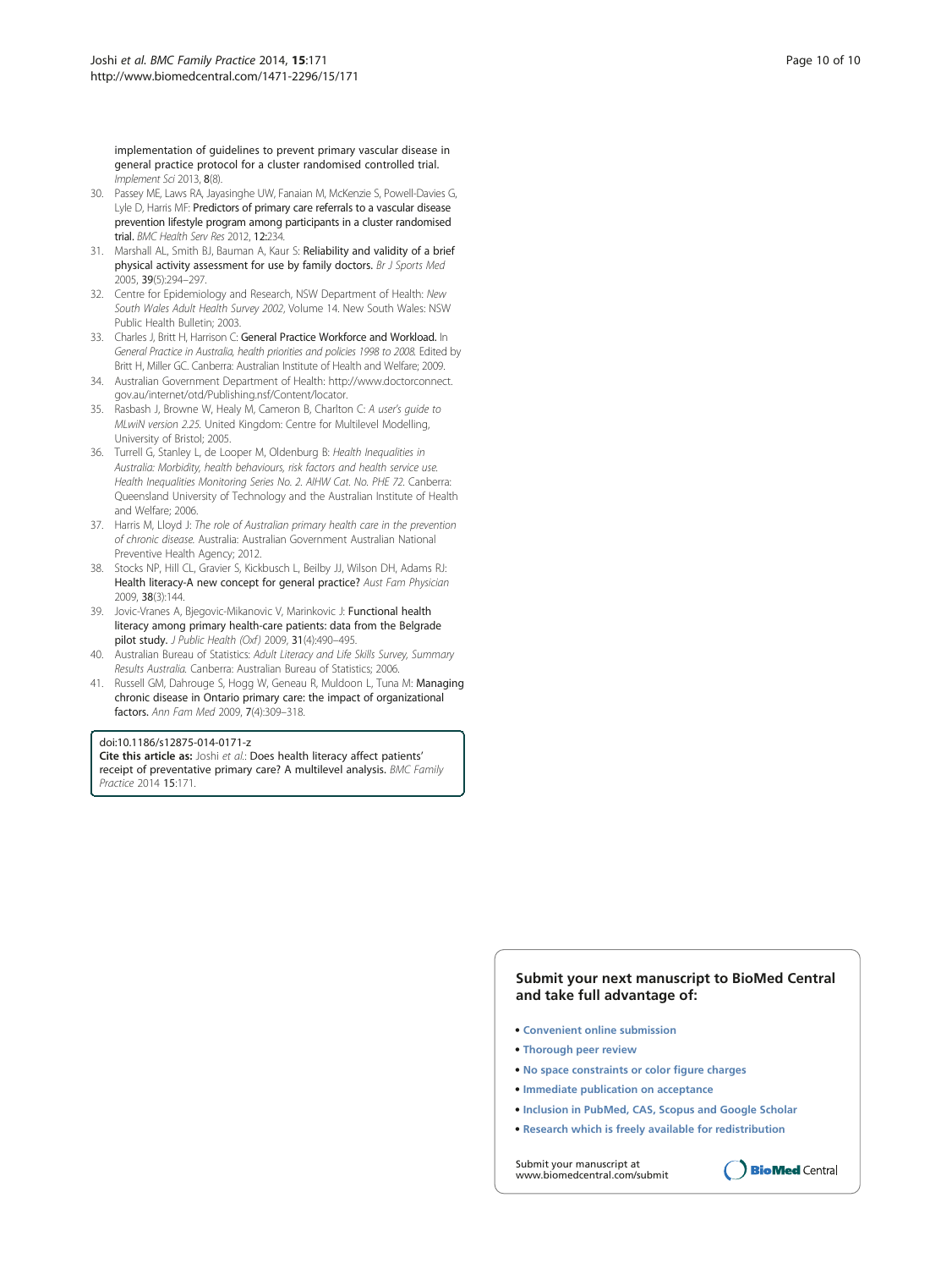implementation of guidelines to prevent primary vascular disease in general practice protocol for a cluster randomised controlled trial. *Implement Sci* 2013, **8**(8).

30. Passey ME, Laws RA, Jayasinghe UW, Fanaian M, McKenzie S, Powell-Davies G, Lyle D, Harris MF: **Predictors of primary care referrals to a vascular disease prevention lifestyle program among participants in a cluster randomised trial.** *BMC Health Serv Res* 2012, **12**:234.
31. Marshall AL, Smith BJ, Bauman A, Kaur S: **Reliability and validity of a brief physical activity assessment for use by family doctors.** *Br J Sports Med* 2005, **39**(5):294–297.
32. Centre for Epidemiology and Research, NSW Department of Health: *New South Wales Adult Health Survey 2002*, Volume 14. New South Wales: NSW Public Health Bulletin; 2003.
33. Charles J, Britt H, Harrison C: **General Practice Workforce and Workload.** In *General Practice in Australia, health priorities and policies 1998 to 2008.* Edited by Britt H, Miller GC. Canberra: Australian Institute of Health and Welfare; 2009.
34. Australian Government Department of Health: http://www.doctorconnect.gov.au/internet/otd/Publishing.nsf/Content/locator.
35. Rasbash J, Browne W, Healy M, Cameron B, Charlton C: *A user's guide to MLwiN version 2.25.* United Kingdom: Centre for Multilevel Modelling, University of Bristol; 2005.
36. Turrell G, Stanley L, de Looper M, Oldenburg B: *Health Inequalities in Australia: Morbidity, health behaviours, risk factors and health service use. Health Inequalities Monitoring Series No. 2. AIHW Cat. No. PHE 72.* Canberra: Queensland University of Technology and the Australian Institute of Health and Welfare; 2006.
37. Harris M, Lloyd J: *The role of Australian primary health care in the prevention of chronic disease.* Australia: Australian Government Australian National Preventive Health Agency; 2012.
38. Stocks NP, Hill CL, Gravier S, Kickbusch L, Beilby JJ, Wilson DH, Adams RJ: **Health literacy-A new concept for general practice?** *Aust Fam Physician* 2009, **38**(3):144.
39. Jovic-Vranes A, Bjegovic-Mikanovic V, Marinkovic J: **Functional health literacy among primary health-care patients: data from the Belgrade pilot study.** *J Public Health (Oxf)* 2009, **31**(4):490–495.
40. Australian Bureau of Statistics: *Adult Literacy and Life Skills Survey, Summary Results Australia.* Canberra: Australian Bureau of Statistics; 2006.
41. Russell GM, Dahrouge S, Hogg W, Geneau R, Muldoon L, Tuna M: **Managing chronic disease in Ontario primary care: the impact of organizational factors.** *Ann Fam Med* 2009, **7**(4):309–318.

doi:10.1186/s12875-014-0171-z
**Cite this article as:** Joshi *et al.*: Does health literacy affect patients' receipt of preventative primary care? A multilevel analysis. *BMC Family Practice* 2014 **15**:171.

**Submit your next manuscript to BioMed Central and take full advantage of:**

- **Convenient online submission**
- **Thorough peer review**
- **No space constraints or color figure charges**
- **Immediate publication on acceptance**
- **Inclusion in PubMed, CAS, Scopus and Google Scholar**
- **Research which is freely available for redistribution**

Submit your manuscript at www.biomedcentral.com/submit

BioMed Central